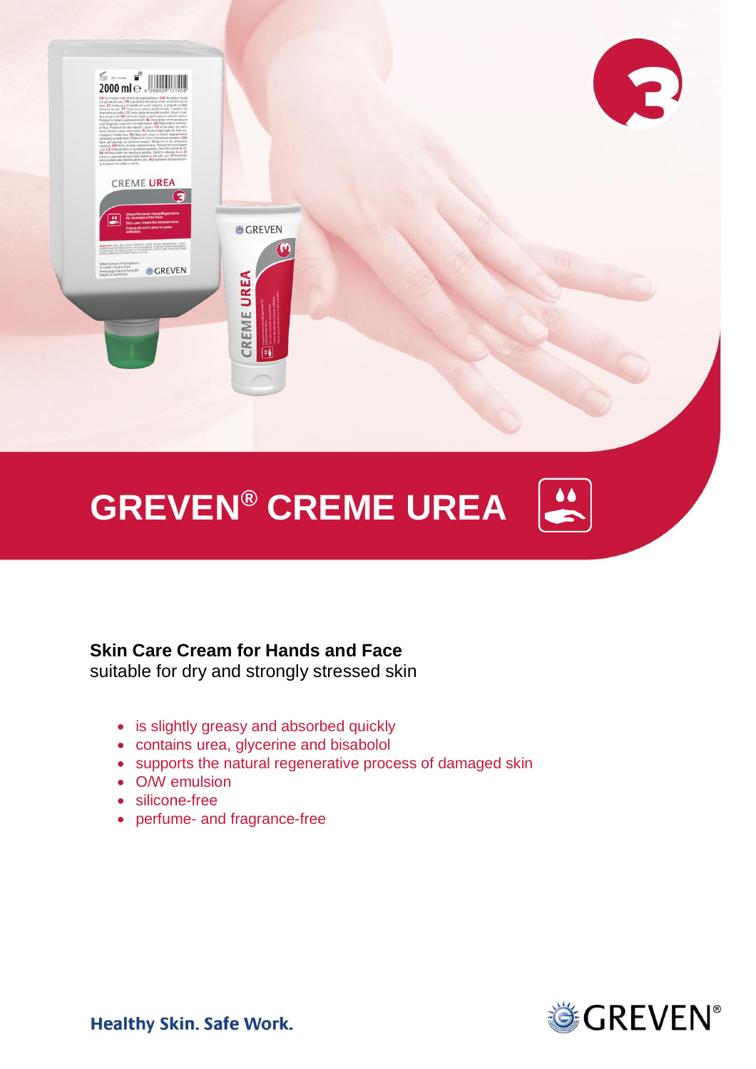# GREVEN® CREME UREA

**Skin Care Cream for Hands and Face**
suitable for dry and strongly stressed skin

- is slightly greasy and absorbed quickly
- contains urea, glycerine and bisabolol
- supports the natural regenerative process of damaged skin
- O/W emulsion
- silicone-free
- perfume- and fragrance-free

**Healthy Skin. Safe Work.**

GREVEN®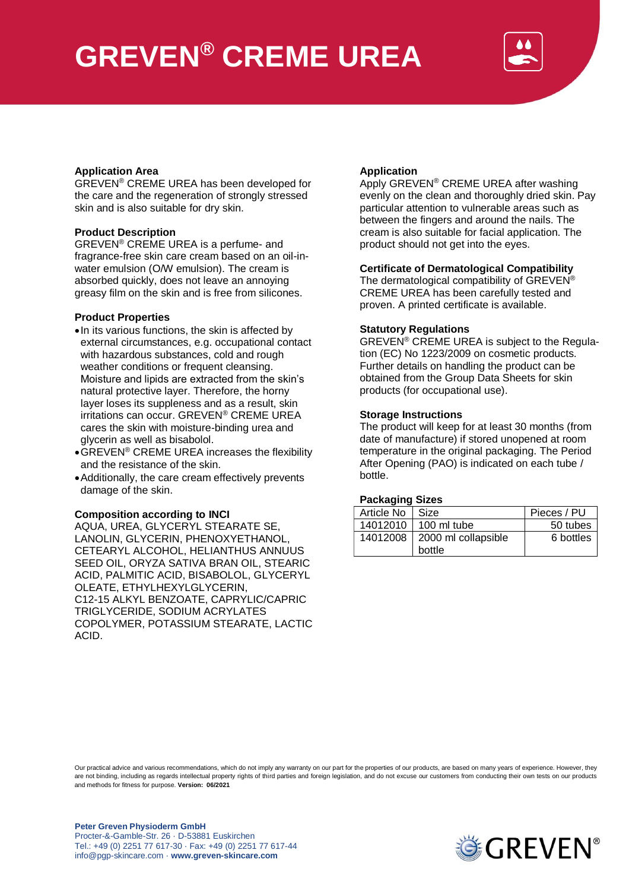# GREVEN® CREME UREA

## Application Area

GREVEN® CREME UREA has been developed for the care and the regeneration of strongly stressed skin and is also suitable for dry skin.

## Product Description

GREVEN® CREME UREA is a perfume- and fragrance-free skin care cream based on an oil-in-water emulsion (O/W emulsion). The cream is absorbed quickly, does not leave an annoying greasy film on the skin and is free from silicones.

## Product Properties

- In its various functions, the skin is affected by external circumstances, e.g. occupational contact with hazardous substances, cold and rough weather conditions or frequent cleansing. Moisture and lipids are extracted from the skin's natural protective layer. Therefore, the horny layer loses its suppleness and as a result, skin irritations can occur. GREVEN® CREME UREA cares the skin with moisture-binding urea and glycerin as well as bisabolol.
- GREVEN® CREME UREA increases the flexibility and the resistance of the skin.
- Additionally, the care cream effectively prevents damage of the skin.

## Composition according to INCI

AQUA, UREA, GLYCERYL STEARATE SE, LANOLIN, GLYCERIN, PHENOXYETHANOL, CETEARYL ALCOHOL, HELIANTHUS ANNUUS SEED OIL, ORYZA SATIVA BRAN OIL, STEARIC ACID, PALMITIC ACID, BISABOLOL, GLYCERYL OLEATE, ETHYLHEXYLGLYCERIN, C12-15 ALKYL BENZOATE, CAPRYLIC/CAPRIC TRIGLYCERIDE, SODIUM ACRYLATES COPOLYMER, POTASSIUM STEARATE, LACTIC ACID.

## Application

Apply GREVEN® CREME UREA after washing evenly on the clean and thoroughly dried skin. Pay particular attention to vulnerable areas such as between the fingers and around the nails. The cream is also suitable for facial application. The product should not get into the eyes.

## Certificate of Dermatological Compatibility

The dermatological compatibility of GREVEN® CREME UREA has been carefully tested and proven. A printed certificate is available.

## Statutory Regulations

GREVEN® CREME UREA is subject to the Regulation (EC) No 1223/2009 on cosmetic products. Further details on handling the product can be obtained from the Group Data Sheets for skin products (for occupational use).

## Storage Instructions

The product will keep for at least 30 months (from date of manufacture) if stored unopened at room temperature in the original packaging. The Period After Opening (PAO) is indicated on each tube / bottle.

## Packaging Sizes

| Article No | Size | Pieces / PU |
|---|---|---|
| 14012010 | 100 ml tube | 50 tubes |
| 14012008 | 2000 ml collapsible bottle | 6 bottles |

Our practical advice and various recommendations, which do not imply any warranty on our part for the properties of our products, are based on many years of experience. However, they are not binding, including as regards intellectual property rights of third parties and foreign legislation, and do not excuse our customers from conducting their own tests on our products and methods for fitness for purpose. **Version: 06/2021**

**Peter Greven Physioderm GmbH**
Procter-&-Gamble-Str. 26 · D-53881 Euskirchen
Tel.: +49 (0) 2251 77 617-30 · Fax: +49 (0) 2251 77 617-44
info@pgp-skincare.com · **www.greven-skincare.com**

GREVEN®